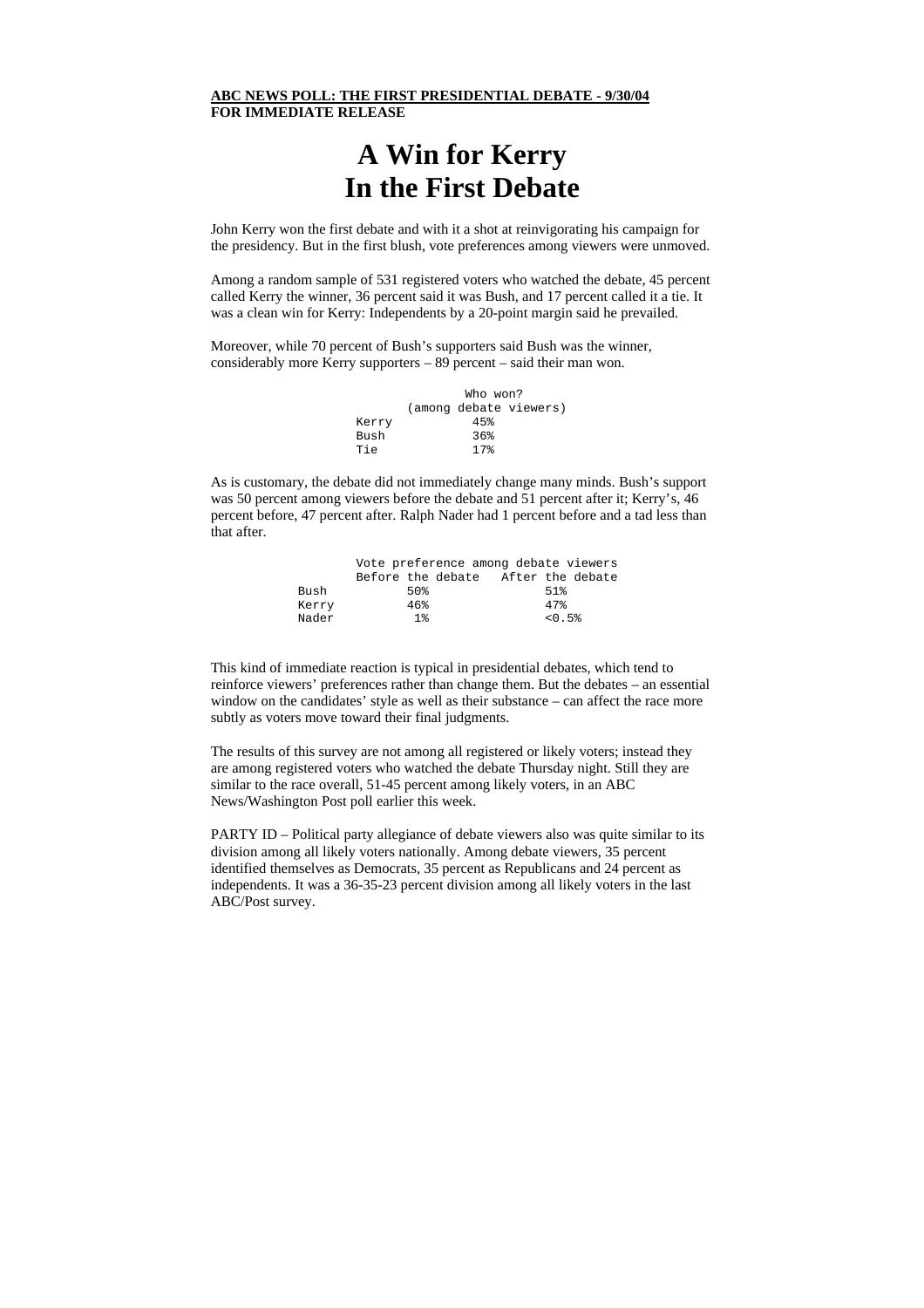**ABC NEWS POLL: THE FIRST PRESIDENTIAL DEBATE - 9/30/04**
**FOR IMMEDIATE RELEASE**

# A Win for Kerry In the First Debate

John Kerry won the first debate and with it a shot at reinvigorating his campaign for the presidency. But in the first blush, vote preferences among viewers were unmoved.

Among a random sample of 531 registered voters who watched the debate, 45 percent called Kerry the winner, 36 percent said it was Bush, and 17 percent called it a tie. It was a clean win for Kerry: Independents by a 20-point margin said he prevailed.

Moreover, while 70 percent of Bush's supporters said Bush was the winner, considerably more Kerry supporters – 89 percent – said their man won.

| | Who won? (among debate viewers) |
|---|---|
| Kerry | 45% |
| Bush | 36% |
| Tie | 17% |

As is customary, the debate did not immediately change many minds. Bush's support was 50 percent among viewers before the debate and 51 percent after it; Kerry's, 46 percent before, 47 percent after. Ralph Nader had 1 percent before and a tad less than that after.

| | Vote preference among debate viewers | |
|---|---|---|
| | Before the debate | After the debate |
| Bush | 50% | 51% |
| Kerry | 46% | 47% |
| Nader | 1% | <0.5% |

This kind of immediate reaction is typical in presidential debates, which tend to reinforce viewers' preferences rather than change them. But the debates – an essential window on the candidates' style as well as their substance – can affect the race more subtly as voters move toward their final judgments.

The results of this survey are not among all registered or likely voters; instead they are among registered voters who watched the debate Thursday night. Still they are similar to the race overall, 51-45 percent among likely voters, in an ABC News/Washington Post poll earlier this week.

PARTY ID – Political party allegiance of debate viewers also was quite similar to its division among all likely voters nationally. Among debate viewers, 35 percent identified themselves as Democrats, 35 percent as Republicans and 24 percent as independents. It was a 36-35-23 percent division among all likely voters in the last ABC/Post survey.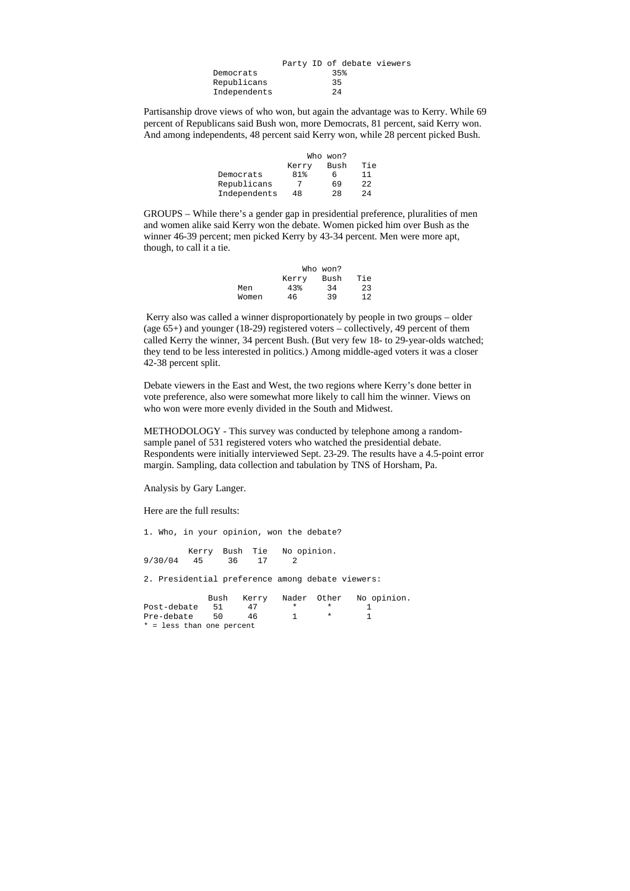| | Party ID of debate viewers |
|---|---|
| Democrats | 35% |
| Republicans | 35 |
| Independents | 24 |

Partisanship drove views of who won, but again the advantage was to Kerry. While 69 percent of Republicans said Bush won, more Democrats, 81 percent, said Kerry won. And among independents, 48 percent said Kerry won, while 28 percent picked Bush.

| | Who won? | | |
|---|---|---|---|
| | Kerry | Bush | Tie |
| Democrats | 81% | 6 | 11 |
| Republicans | 7 | 69 | 22 |
| Independents | 48 | 28 | 24 |

GROUPS – While there's a gender gap in presidential preference, pluralities of men and women alike said Kerry won the debate. Women picked him over Bush as the winner 46-39 percent; men picked Kerry by 43-34 percent. Men were more apt, though, to call it a tie.

| | Who won? | | |
|---|---|---|---|
| | Kerry | Bush | Tie |
| Men | 43% | 34 | 23 |
| Women | 46 | 39 | 12 |

Kerry also was called a winner disproportionately by people in two groups – older (age 65+) and younger (18-29) registered voters – collectively, 49 percent of them called Kerry the winner, 34 percent Bush. (But very few 18- to 29-year-olds watched; they tend to be less interested in politics.) Among middle-aged voters it was a closer 42-38 percent split.

Debate viewers in the East and West, the two regions where Kerry's done better in vote preference, also were somewhat more likely to call him the winner. Views on who won were more evenly divided in the South and Midwest.

METHODOLOGY - This survey was conducted by telephone among a random-sample panel of 531 registered voters who watched the presidential debate. Respondents were initially interviewed Sept. 23-29. The results have a 4.5-point error margin. Sampling, data collection and tabulation by TNS of Horsham, Pa.

Analysis by Gary Langer.

Here are the full results:

1. Who, in your opinion, won the debate?

| | Kerry | Bush | Tie | No opinion. |
|---|---|---|---|---|
| 9/30/04 | 45 | 36 | 17 | 2 |

2. Presidential preference among debate viewers:

| | Bush | Kerry | Nader | Other | No opinion. |
|---|---|---|---|---|---|
| Post-debate | 51 | 47 | * | * | 1 |
| Pre-debate | 50 | 46 | 1 | * | 1 |

* = less than one percent